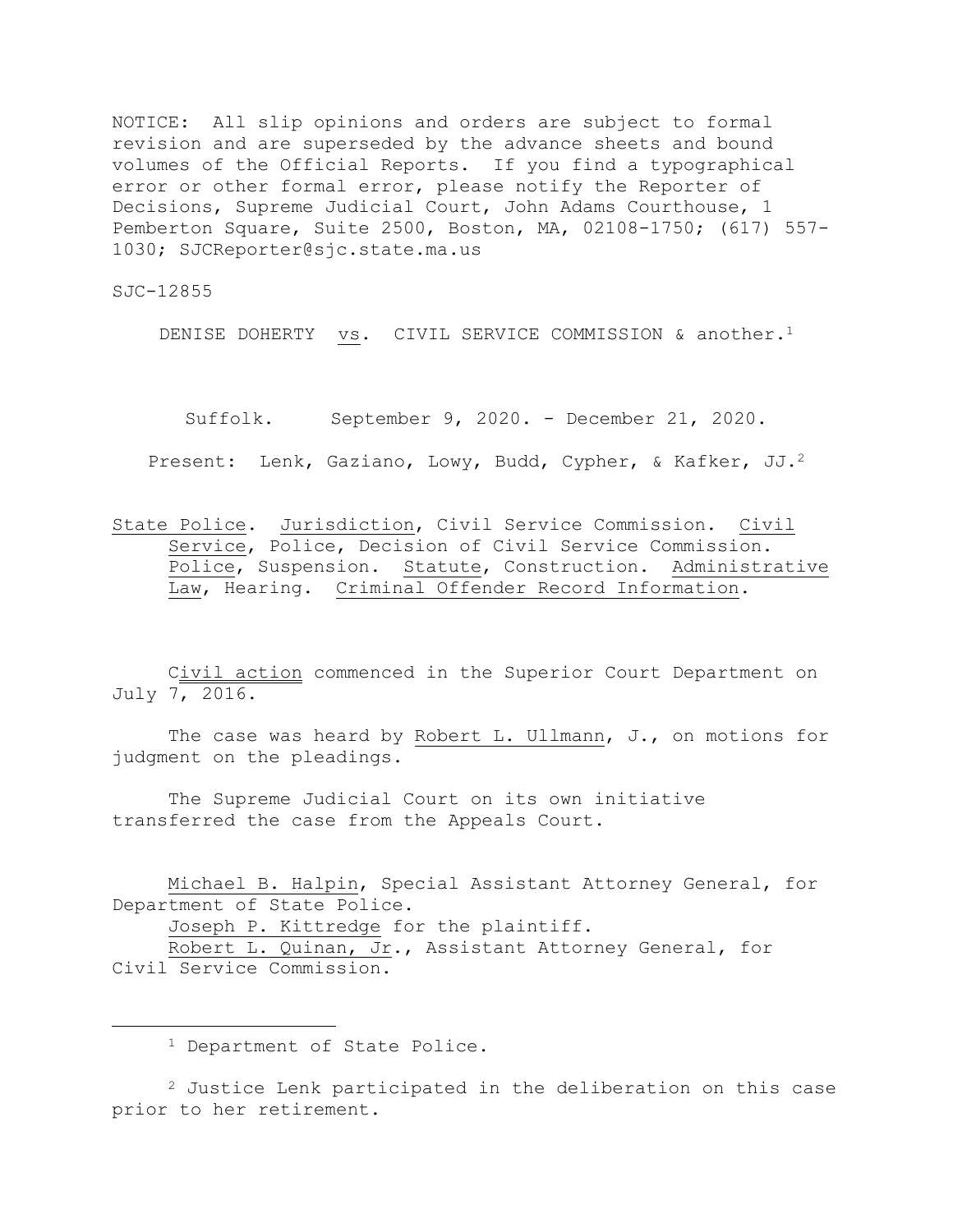NOTICE: All slip opinions and orders are subject to formal revision and are superseded by the advance sheets and bound volumes of the Official Reports. If you find a typographical error or other formal error, please notify the Reporter of Decisions, Supreme Judicial Court, John Adams Courthouse, 1 Pemberton Square, Suite 2500, Boston, MA, 02108-1750; (617) 557-1030; SJCReporter@sjc.state.ma.us

SJC-12855

DENISE DOHERTY vs. CIVIL SERVICE COMMISSION & another.[1]

Suffolk. September 9, 2020. - December 21, 2020.

Present: Lenk, Gaziano, Lowy, Budd, Cypher, & Kafker, JJ.[2]

State Police. Jurisdiction, Civil Service Commission. Civil Service, Police, Decision of Civil Service Commission. Police, Suspension. Statute, Construction. Administrative Law, Hearing. Criminal Offender Record Information.

Civil action commenced in the Superior Court Department on July 7, 2016.

The case was heard by Robert L. Ullmann, J., on motions for judgment on the pleadings.

The Supreme Judicial Court on its own initiative transferred the case from the Appeals Court.

Michael B. Halpin, Special Assistant Attorney General, for Department of State Police.
Joseph P. Kittredge for the plaintiff.
Robert L. Quinan, Jr., Assistant Attorney General, for Civil Service Commission.

---

[1] Department of State Police.

[2] Justice Lenk participated in the deliberation on this case prior to her retirement.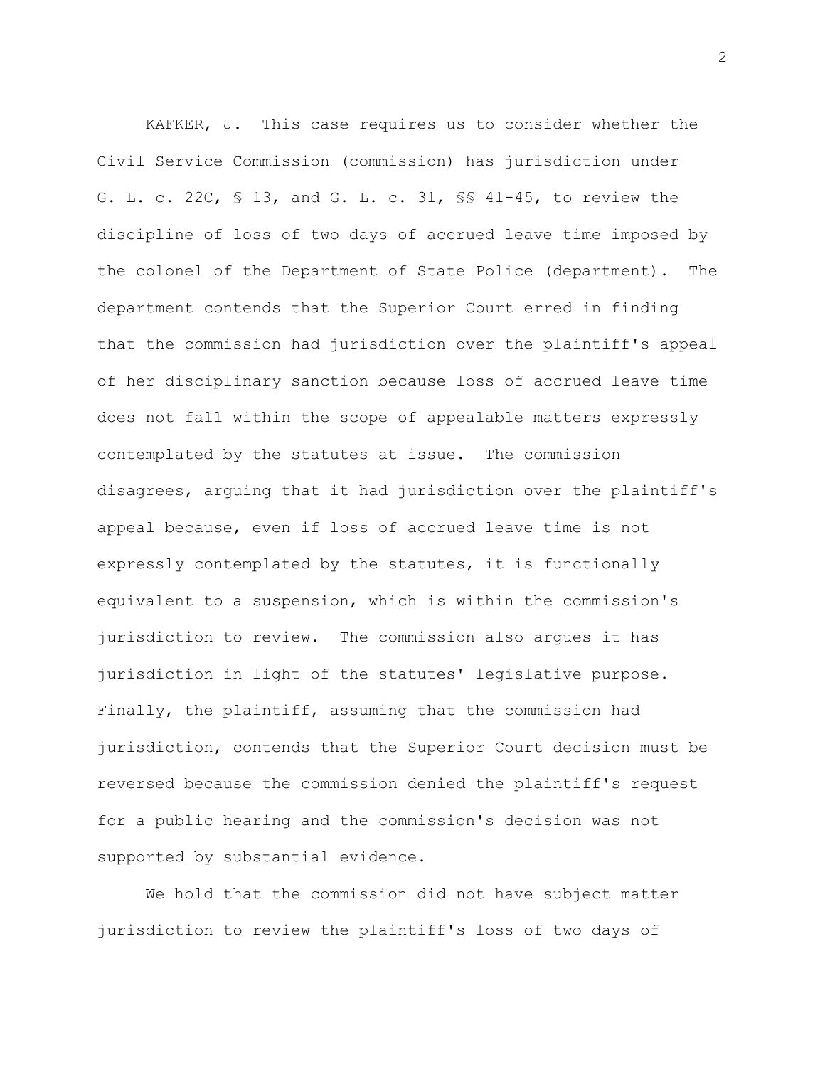KAFKER, J. This case requires us to consider whether the Civil Service Commission (commission) has jurisdiction under G. L. c. 22C, § 13, and G. L. c. 31, §§ 41-45, to review the discipline of loss of two days of accrued leave time imposed by the colonel of the Department of State Police (department). The department contends that the Superior Court erred in finding that the commission had jurisdiction over the plaintiff's appeal of her disciplinary sanction because loss of accrued leave time does not fall within the scope of appealable matters expressly contemplated by the statutes at issue. The commission disagrees, arguing that it had jurisdiction over the plaintiff's appeal because, even if loss of accrued leave time is not expressly contemplated by the statutes, it is functionally equivalent to a suspension, which is within the commission's jurisdiction to review. The commission also argues it has jurisdiction in light of the statutes' legislative purpose. Finally, the plaintiff, assuming that the commission had jurisdiction, contends that the Superior Court decision must be reversed because the commission denied the plaintiff's request for a public hearing and the commission's decision was not supported by substantial evidence.

We hold that the commission did not have subject matter jurisdiction to review the plaintiff's loss of two days of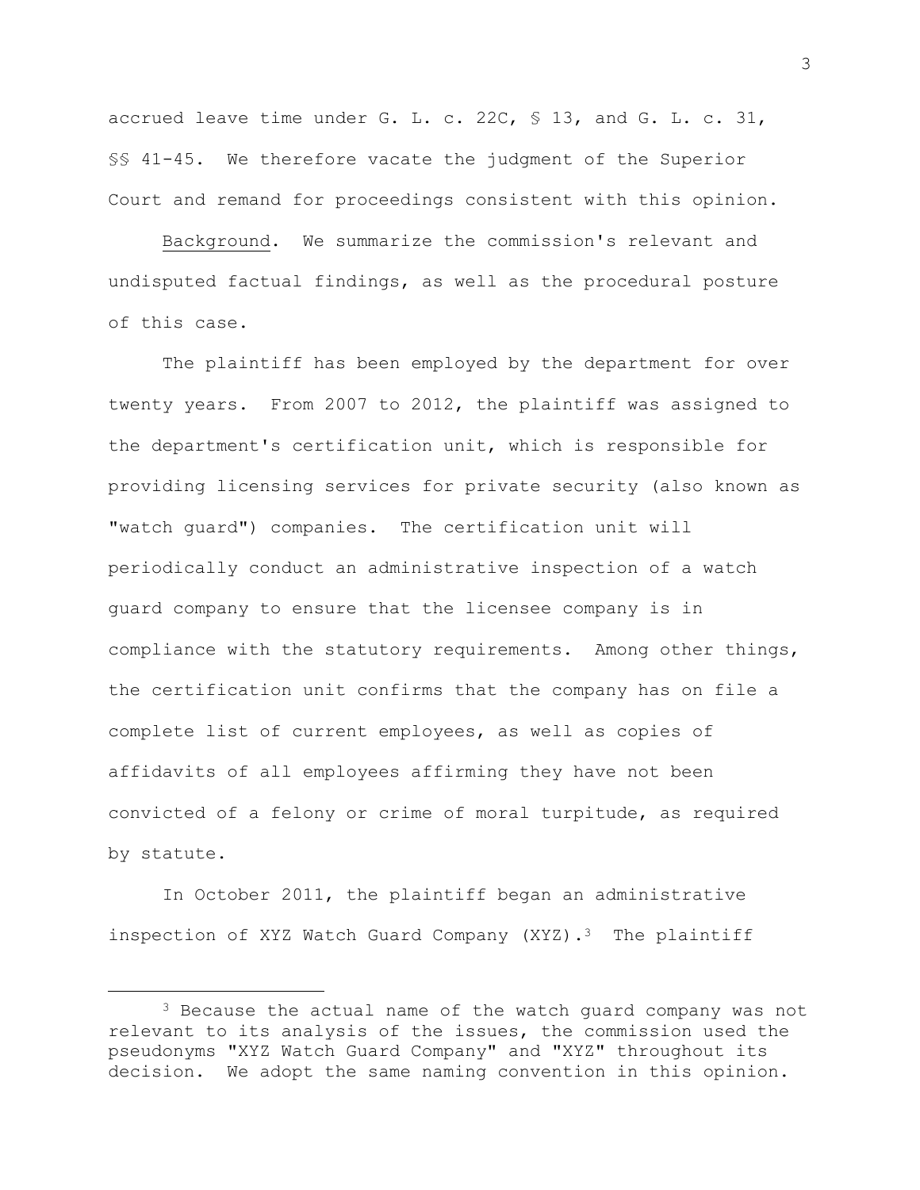accrued leave time under G. L. c. 22C, § 13, and G. L. c. 31, §§ 41-45. We therefore vacate the judgment of the Superior Court and remand for proceedings consistent with this opinion.

Background. We summarize the commission's relevant and undisputed factual findings, as well as the procedural posture of this case.

The plaintiff has been employed by the department for over twenty years. From 2007 to 2012, the plaintiff was assigned to the department's certification unit, which is responsible for providing licensing services for private security (also known as "watch guard") companies. The certification unit will periodically conduct an administrative inspection of a watch guard company to ensure that the licensee company is in compliance with the statutory requirements. Among other things, the certification unit confirms that the company has on file a complete list of current employees, as well as copies of affidavits of all employees affirming they have not been convicted of a felony or crime of moral turpitude, as required by statute.

In October 2011, the plaintiff began an administrative inspection of XYZ Watch Guard Company (XYZ).[3] The plaintiff

---

[3] Because the actual name of the watch guard company was not relevant to its analysis of the issues, the commission used the pseudonyms "XYZ Watch Guard Company" and "XYZ" throughout its decision. We adopt the same naming convention in this opinion.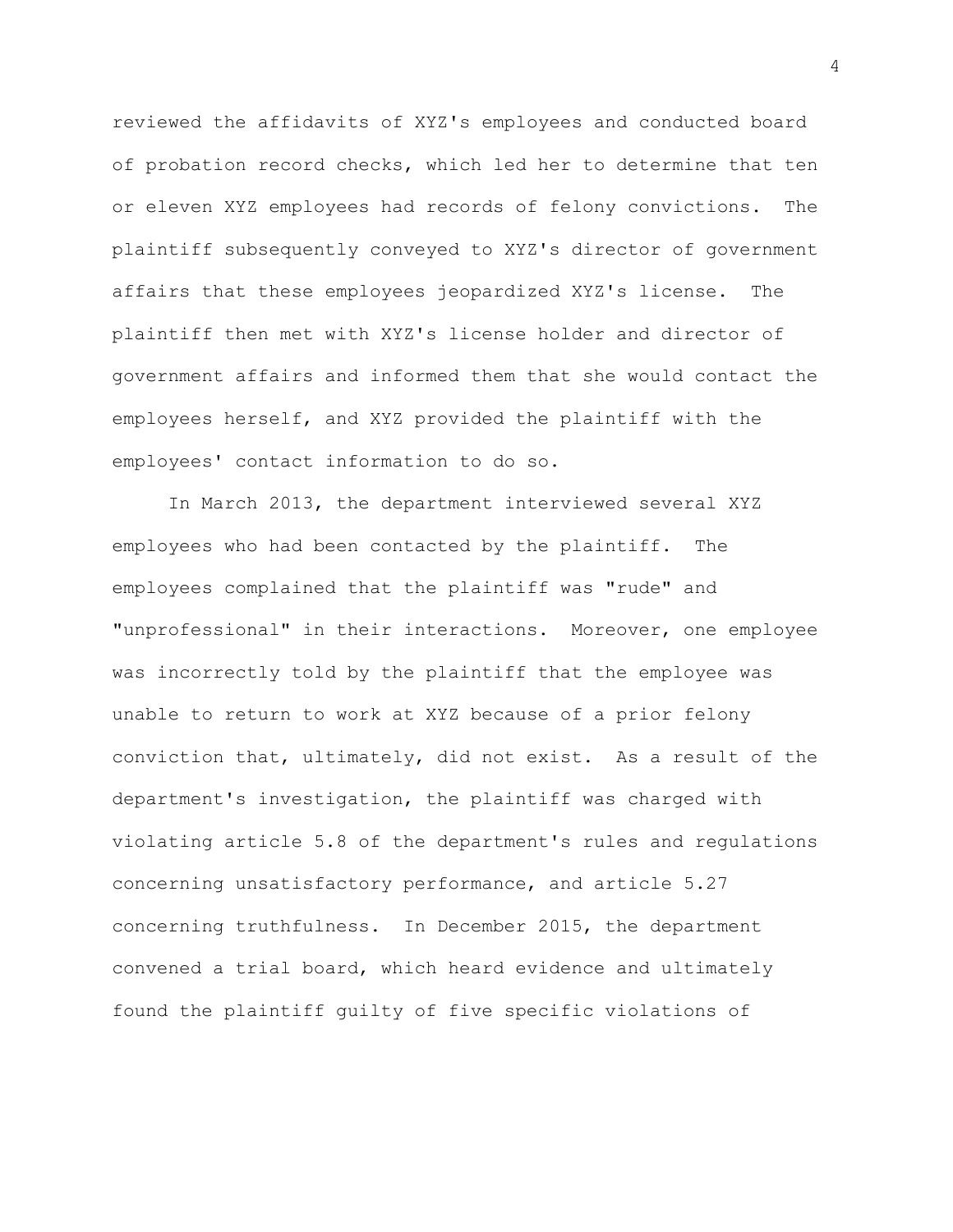reviewed the affidavits of XYZ's employees and conducted board of probation record checks, which led her to determine that ten or eleven XYZ employees had records of felony convictions. The plaintiff subsequently conveyed to XYZ's director of government affairs that these employees jeopardized XYZ's license. The plaintiff then met with XYZ's license holder and director of government affairs and informed them that she would contact the employees herself, and XYZ provided the plaintiff with the employees' contact information to do so.

In March 2013, the department interviewed several XYZ employees who had been contacted by the plaintiff. The employees complained that the plaintiff was "rude" and "unprofessional" in their interactions. Moreover, one employee was incorrectly told by the plaintiff that the employee was unable to return to work at XYZ because of a prior felony conviction that, ultimately, did not exist. As a result of the department's investigation, the plaintiff was charged with violating article 5.8 of the department's rules and regulations concerning unsatisfactory performance, and article 5.27 concerning truthfulness. In December 2015, the department convened a trial board, which heard evidence and ultimately found the plaintiff guilty of five specific violations of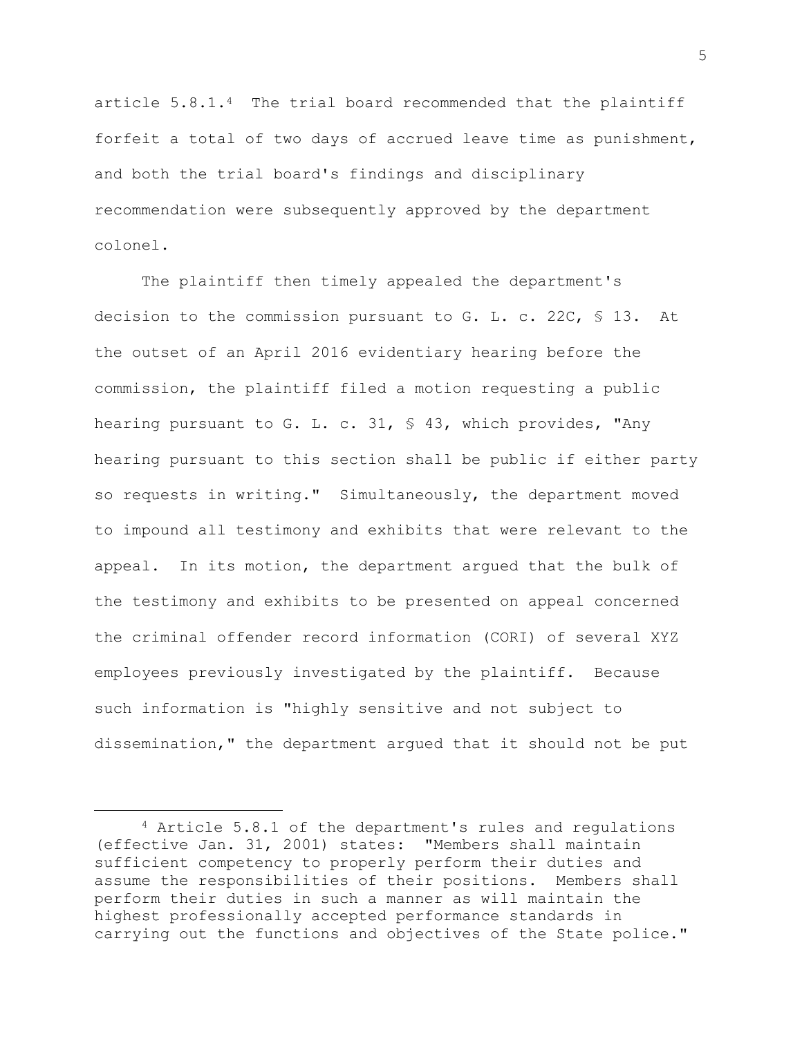article 5.8.1.[4] The trial board recommended that the plaintiff forfeit a total of two days of accrued leave time as punishment, and both the trial board's findings and disciplinary recommendation were subsequently approved by the department colonel.

The plaintiff then timely appealed the department's decision to the commission pursuant to G. L. c. 22C, § 13. At the outset of an April 2016 evidentiary hearing before the commission, the plaintiff filed a motion requesting a public hearing pursuant to G. L. c. 31, § 43, which provides, "Any hearing pursuant to this section shall be public if either party so requests in writing." Simultaneously, the department moved to impound all testimony and exhibits that were relevant to the appeal. In its motion, the department argued that the bulk of the testimony and exhibits to be presented on appeal concerned the criminal offender record information (CORI) of several XYZ employees previously investigated by the plaintiff. Because such information is "highly sensitive and not subject to dissemination," the department argued that it should not be put

---

[4] Article 5.8.1 of the department's rules and regulations (effective Jan. 31, 2001) states: "Members shall maintain sufficient competency to properly perform their duties and assume the responsibilities of their positions. Members shall perform their duties in such a manner as will maintain the highest professionally accepted performance standards in carrying out the functions and objectives of the State police."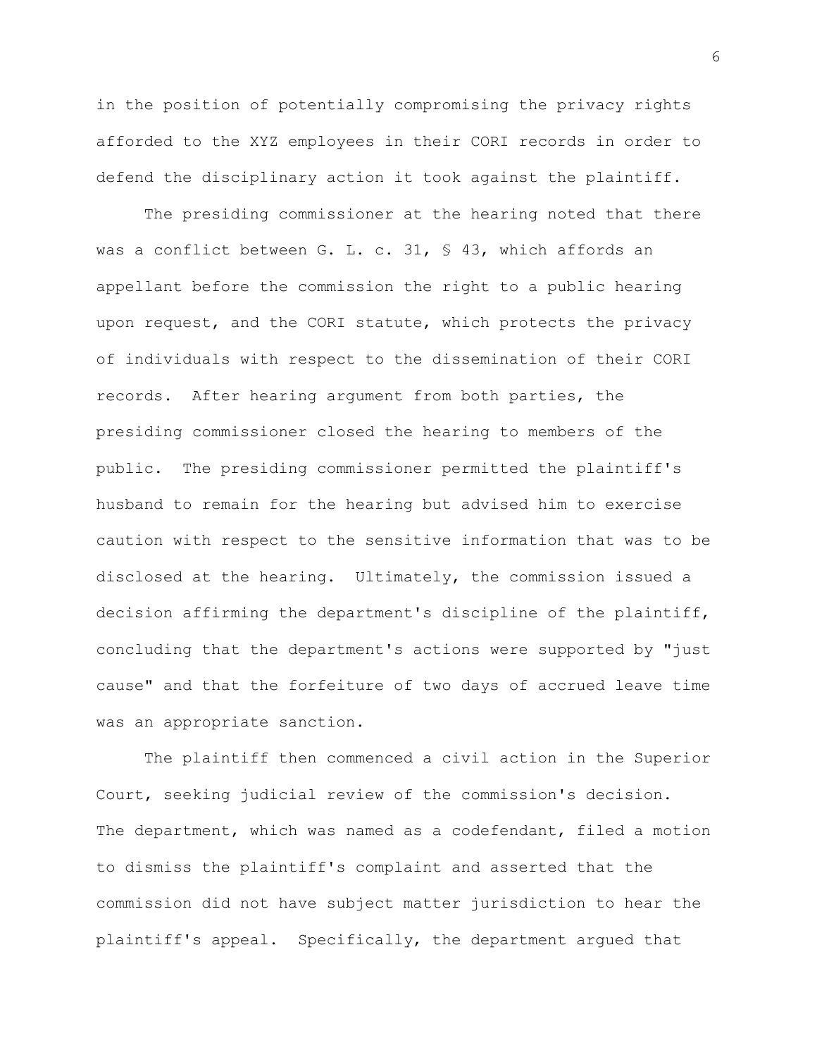in the position of potentially compromising the privacy rights afforded to the XYZ employees in their CORI records in order to defend the disciplinary action it took against the plaintiff.

The presiding commissioner at the hearing noted that there was a conflict between G. L. c. 31, § 43, which affords an appellant before the commission the right to a public hearing upon request, and the CORI statute, which protects the privacy of individuals with respect to the dissemination of their CORI records. After hearing argument from both parties, the presiding commissioner closed the hearing to members of the public. The presiding commissioner permitted the plaintiff's husband to remain for the hearing but advised him to exercise caution with respect to the sensitive information that was to be disclosed at the hearing. Ultimately, the commission issued a decision affirming the department's discipline of the plaintiff, concluding that the department's actions were supported by "just cause" and that the forfeiture of two days of accrued leave time was an appropriate sanction.

The plaintiff then commenced a civil action in the Superior Court, seeking judicial review of the commission's decision. The department, which was named as a codefendant, filed a motion to dismiss the plaintiff's complaint and asserted that the commission did not have subject matter jurisdiction to hear the plaintiff's appeal. Specifically, the department argued that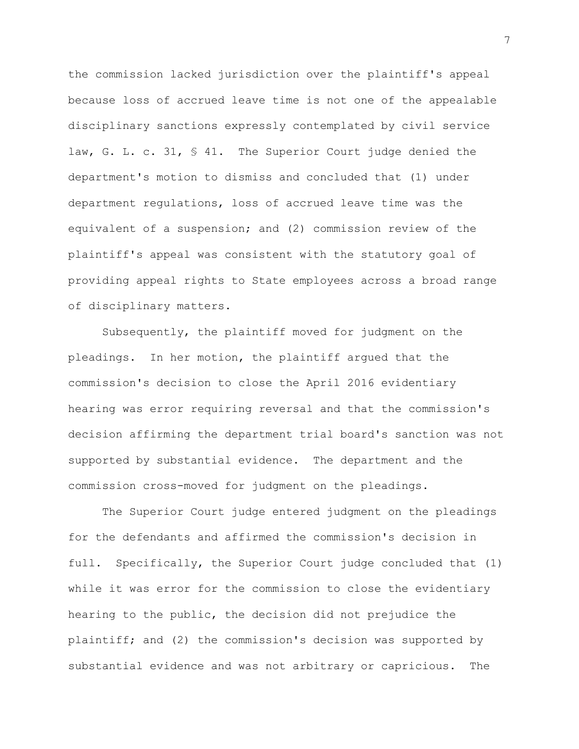the commission lacked jurisdiction over the plaintiff's appeal because loss of accrued leave time is not one of the appealable disciplinary sanctions expressly contemplated by civil service law, G. L. c. 31, § 41. The Superior Court judge denied the department's motion to dismiss and concluded that (1) under department regulations, loss of accrued leave time was the equivalent of a suspension; and (2) commission review of the plaintiff's appeal was consistent with the statutory goal of providing appeal rights to State employees across a broad range of disciplinary matters.

Subsequently, the plaintiff moved for judgment on the pleadings. In her motion, the plaintiff argued that the commission's decision to close the April 2016 evidentiary hearing was error requiring reversal and that the commission's decision affirming the department trial board's sanction was not supported by substantial evidence. The department and the commission cross-moved for judgment on the pleadings.

The Superior Court judge entered judgment on the pleadings for the defendants and affirmed the commission's decision in full. Specifically, the Superior Court judge concluded that (1) while it was error for the commission to close the evidentiary hearing to the public, the decision did not prejudice the plaintiff; and (2) the commission's decision was supported by substantial evidence and was not arbitrary or capricious. The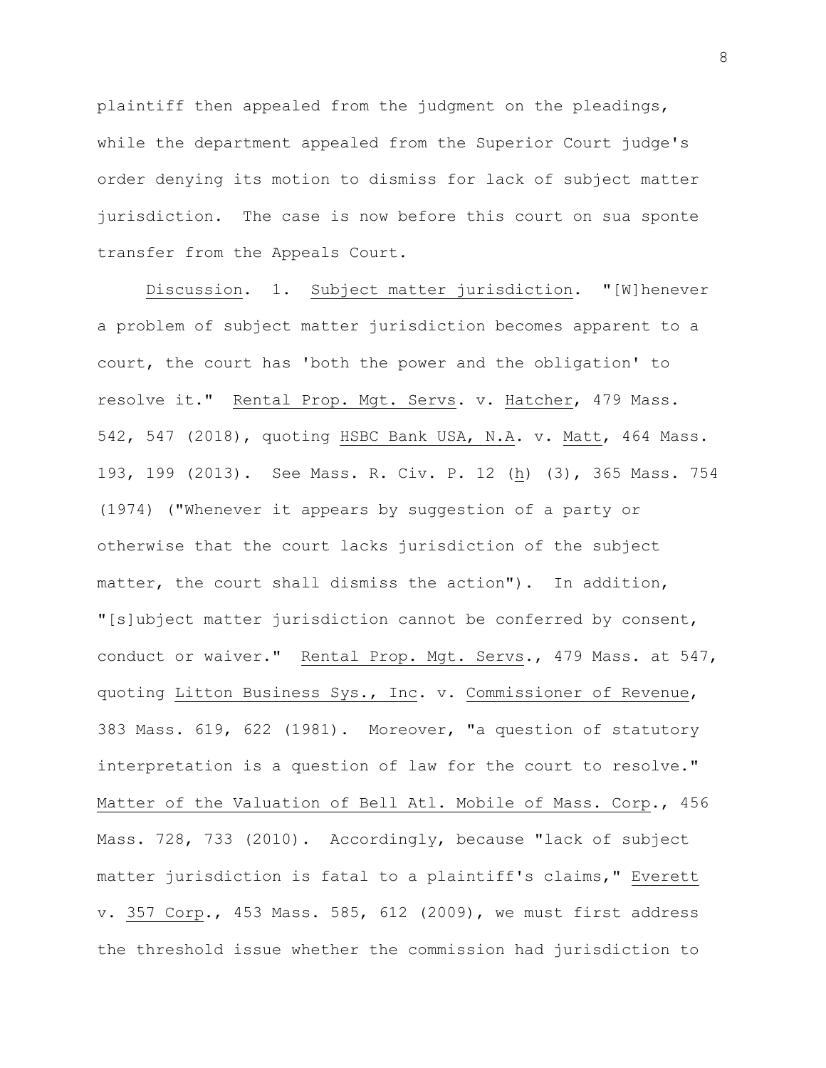plaintiff then appealed from the judgment on the pleadings, while the department appealed from the Superior Court judge's order denying its motion to dismiss for lack of subject matter jurisdiction. The case is now before this court on sua sponte transfer from the Appeals Court.

Discussion. 1. Subject matter jurisdiction. "[W]henever a problem of subject matter jurisdiction becomes apparent to a court, the court has 'both the power and the obligation' to resolve it." Rental Prop. Mgt. Servs. v. Hatcher, 479 Mass. 542, 547 (2018), quoting HSBC Bank USA, N.A. v. Matt, 464 Mass. 193, 199 (2013). See Mass. R. Civ. P. 12 (h) (3), 365 Mass. 754 (1974) ("Whenever it appears by suggestion of a party or otherwise that the court lacks jurisdiction of the subject matter, the court shall dismiss the action"). In addition, "[s]ubject matter jurisdiction cannot be conferred by consent, conduct or waiver." Rental Prop. Mgt. Servs., 479 Mass. at 547, quoting Litton Business Sys., Inc. v. Commissioner of Revenue, 383 Mass. 619, 622 (1981). Moreover, "a question of statutory interpretation is a question of law for the court to resolve." Matter of the Valuation of Bell Atl. Mobile of Mass. Corp., 456 Mass. 728, 733 (2010). Accordingly, because "lack of subject matter jurisdiction is fatal to a plaintiff's claims," Everett v. 357 Corp., 453 Mass. 585, 612 (2009), we must first address the threshold issue whether the commission had jurisdiction to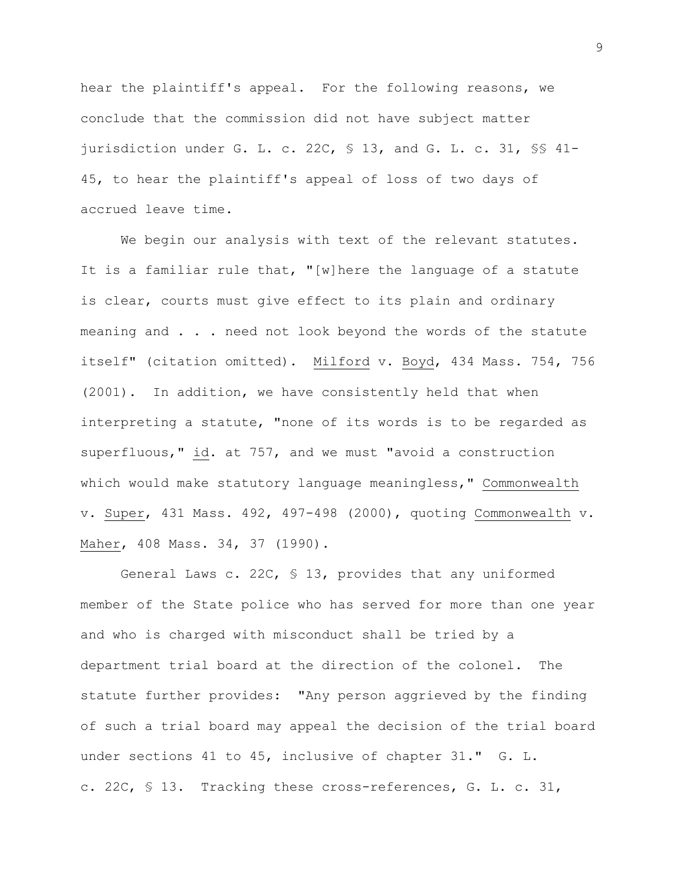hear the plaintiff's appeal. For the following reasons, we conclude that the commission did not have subject matter jurisdiction under G. L. c. 22C, § 13, and G. L. c. 31, §§ 41-45, to hear the plaintiff's appeal of loss of two days of accrued leave time.

We begin our analysis with text of the relevant statutes. It is a familiar rule that, "[w]here the language of a statute is clear, courts must give effect to its plain and ordinary meaning and . . . need not look beyond the words of the statute itself" (citation omitted). Milford v. Boyd, 434 Mass. 754, 756 (2001). In addition, we have consistently held that when interpreting a statute, "none of its words is to be regarded as superfluous," id. at 757, and we must "avoid a construction which would make statutory language meaningless," Commonwealth v. Super, 431 Mass. 492, 497-498 (2000), quoting Commonwealth v. Maher, 408 Mass. 34, 37 (1990).

General Laws c. 22C, § 13, provides that any uniformed member of the State police who has served for more than one year and who is charged with misconduct shall be tried by a department trial board at the direction of the colonel. The statute further provides: "Any person aggrieved by the finding of such a trial board may appeal the decision of the trial board under sections 41 to 45, inclusive of chapter 31." G. L. c. 22C, § 13. Tracking these cross-references, G. L. c. 31,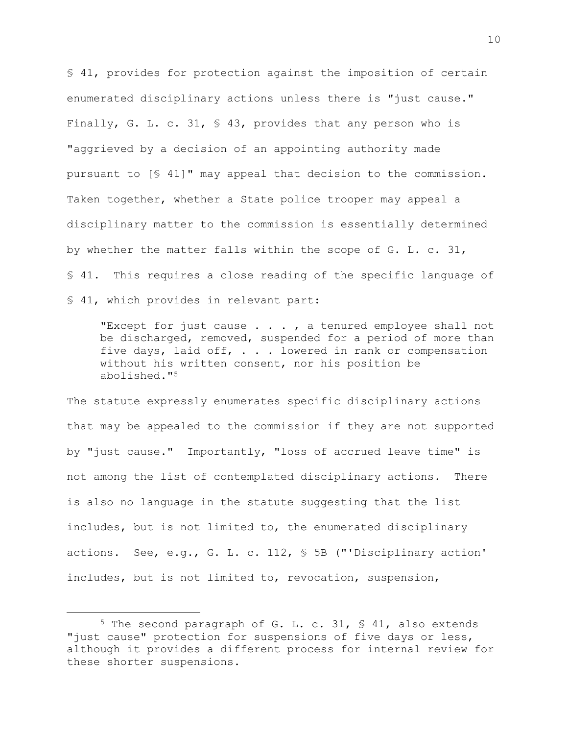§ 41, provides for protection against the imposition of certain enumerated disciplinary actions unless there is "just cause." Finally, G. L. c. 31, § 43, provides that any person who is "aggrieved by a decision of an appointing authority made pursuant to [§ 41]" may appeal that decision to the commission. Taken together, whether a State police trooper may appeal a disciplinary matter to the commission is essentially determined by whether the matter falls within the scope of G. L. c. 31, § 41. This requires a close reading of the specific language of § 41, which provides in relevant part:

> "Except for just cause . . . , a tenured employee shall not be discharged, removed, suspended for a period of more than five days, laid off, . . . lowered in rank or compensation without his written consent, nor his position be abolished."[5]

The statute expressly enumerates specific disciplinary actions that may be appealed to the commission if they are not supported by "just cause." Importantly, "loss of accrued leave time" is not among the list of contemplated disciplinary actions. There is also no language in the statute suggesting that the list includes, but is not limited to, the enumerated disciplinary actions. See, e.g., G. L. c. 112, § 5B ("'Disciplinary action' includes, but is not limited to, revocation, suspension,

---

[5] The second paragraph of G. L. c. 31, § 41, also extends "just cause" protection for suspensions of five days or less, although it provides a different process for internal review for these shorter suspensions.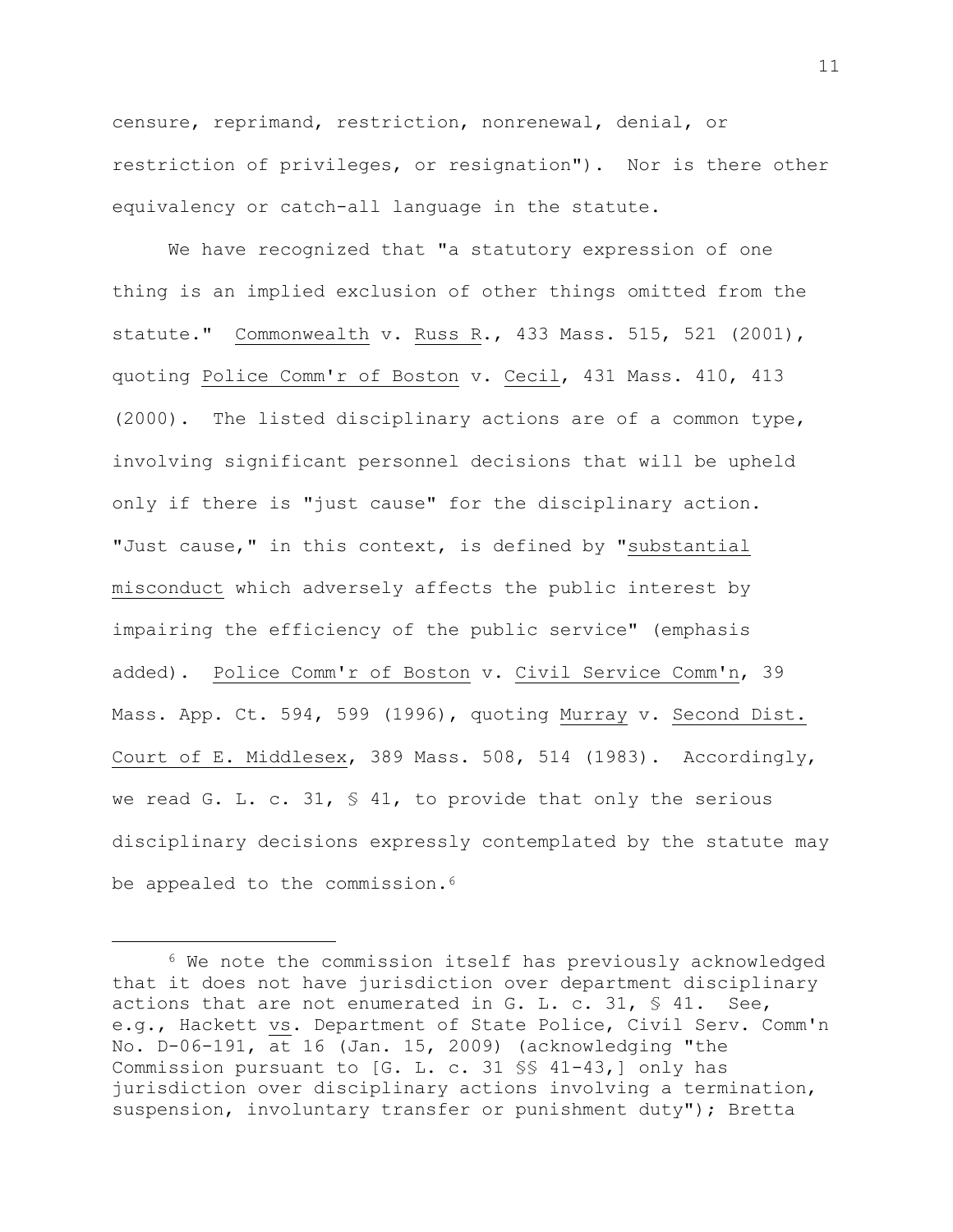censure, reprimand, restriction, nonrenewal, denial, or restriction of privileges, or resignation"). Nor is there other equivalency or catch-all language in the statute.

We have recognized that "a statutory expression of one thing is an implied exclusion of other things omitted from the statute." Commonwealth v. Russ R., 433 Mass. 515, 521 (2001), quoting Police Comm'r of Boston v. Cecil, 431 Mass. 410, 413 (2000). The listed disciplinary actions are of a common type, involving significant personnel decisions that will be upheld only if there is "just cause" for the disciplinary action. "Just cause," in this context, is defined by "substantial misconduct which adversely affects the public interest by impairing the efficiency of the public service" (emphasis added). Police Comm'r of Boston v. Civil Service Comm'n, 39 Mass. App. Ct. 594, 599 (1996), quoting Murray v. Second Dist. Court of E. Middlesex, 389 Mass. 508, 514 (1983). Accordingly, we read G. L. c. 31, § 41, to provide that only the serious disciplinary decisions expressly contemplated by the statute may be appealed to the commission.[6]

[6] We note the commission itself has previously acknowledged that it does not have jurisdiction over department disciplinary actions that are not enumerated in G. L. c. 31, § 41. See, e.g., Hackett vs. Department of State Police, Civil Serv. Comm'n No. D-06-191, at 16 (Jan. 15, 2009) (acknowledging "the Commission pursuant to [G. L. c. 31 §§ 41-43,] only has jurisdiction over disciplinary actions involving a termination, suspension, involuntary transfer or punishment duty"); Bretta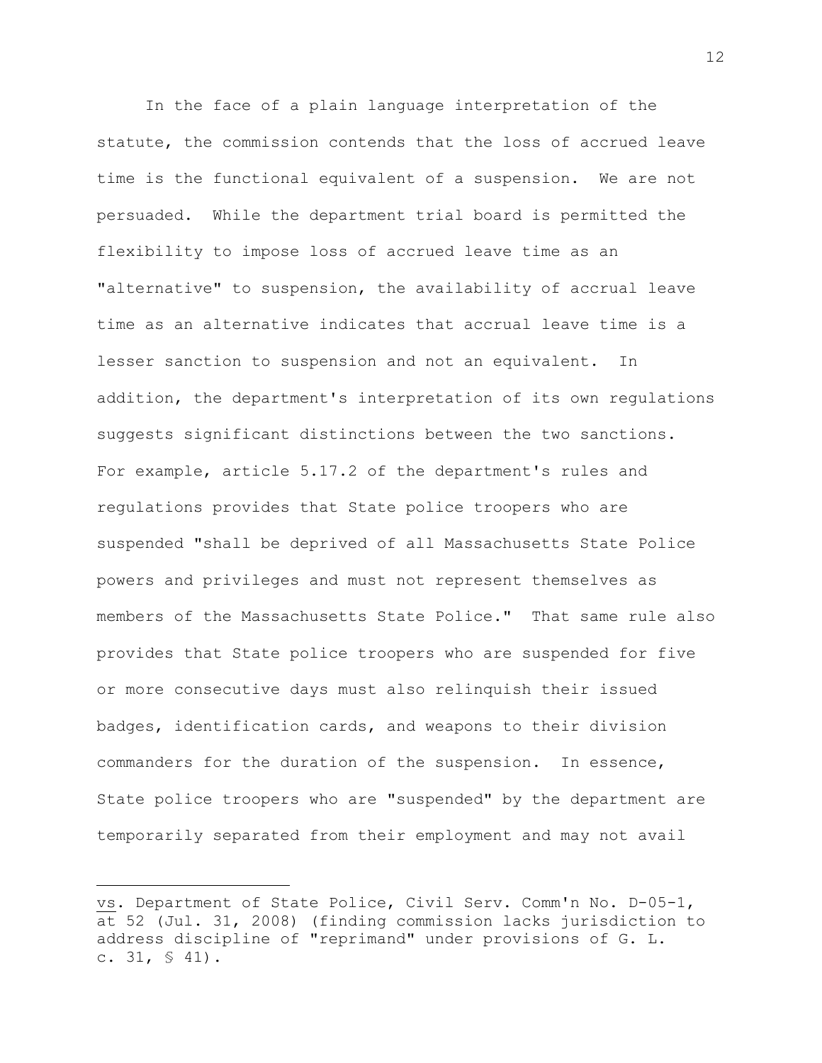In the face of a plain language interpretation of the statute, the commission contends that the loss of accrued leave time is the functional equivalent of a suspension. We are not persuaded. While the department trial board is permitted the flexibility to impose loss of accrued leave time as an "alternative" to suspension, the availability of accrual leave time as an alternative indicates that accrual leave time is a lesser sanction to suspension and not an equivalent. In addition, the department's interpretation of its own regulations suggests significant distinctions between the two sanctions. For example, article 5.17.2 of the department's rules and regulations provides that State police troopers who are suspended "shall be deprived of all Massachusetts State Police powers and privileges and must not represent themselves as members of the Massachusetts State Police." That same rule also provides that State police troopers who are suspended for five or more consecutive days must also relinquish their issued badges, identification cards, and weapons to their division commanders for the duration of the suspension. In essence, State police troopers who are "suspended" by the department are temporarily separated from their employment and may not avail

---

vs. Department of State Police, Civil Serv. Comm'n No. D-05-1, at 52 (Jul. 31, 2008) (finding commission lacks jurisdiction to address discipline of "reprimand" under provisions of G. L. c. 31, § 41).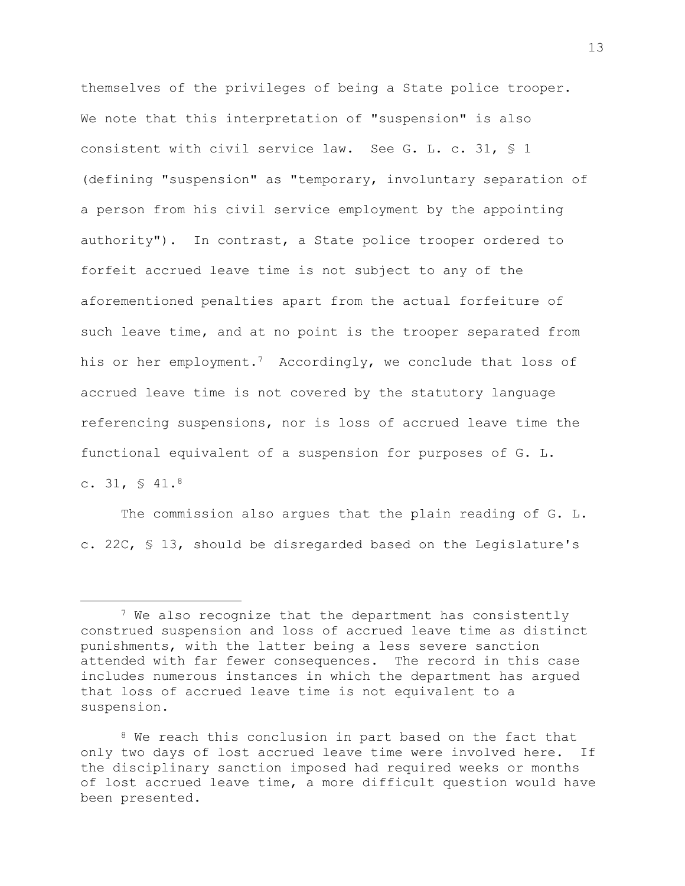themselves of the privileges of being a State police trooper. We note that this interpretation of "suspension" is also consistent with civil service law. See G. L. c. 31, § 1 (defining "suspension" as "temporary, involuntary separation of a person from his civil service employment by the appointing authority"). In contrast, a State police trooper ordered to forfeit accrued leave time is not subject to any of the aforementioned penalties apart from the actual forfeiture of such leave time, and at no point is the trooper separated from his or her employment.[7] Accordingly, we conclude that loss of accrued leave time is not covered by the statutory language referencing suspensions, nor is loss of accrued leave time the functional equivalent of a suspension for purposes of G. L. c. 31, § 41.[8]

The commission also argues that the plain reading of G. L. c. 22C, § 13, should be disregarded based on the Legislature's

---

[7] We also recognize that the department has consistently construed suspension and loss of accrued leave time as distinct punishments, with the latter being a less severe sanction attended with far fewer consequences. The record in this case includes numerous instances in which the department has argued that loss of accrued leave time is not equivalent to a suspension.

[8] We reach this conclusion in part based on the fact that only two days of lost accrued leave time were involved here. If the disciplinary sanction imposed had required weeks or months of lost accrued leave time, a more difficult question would have been presented.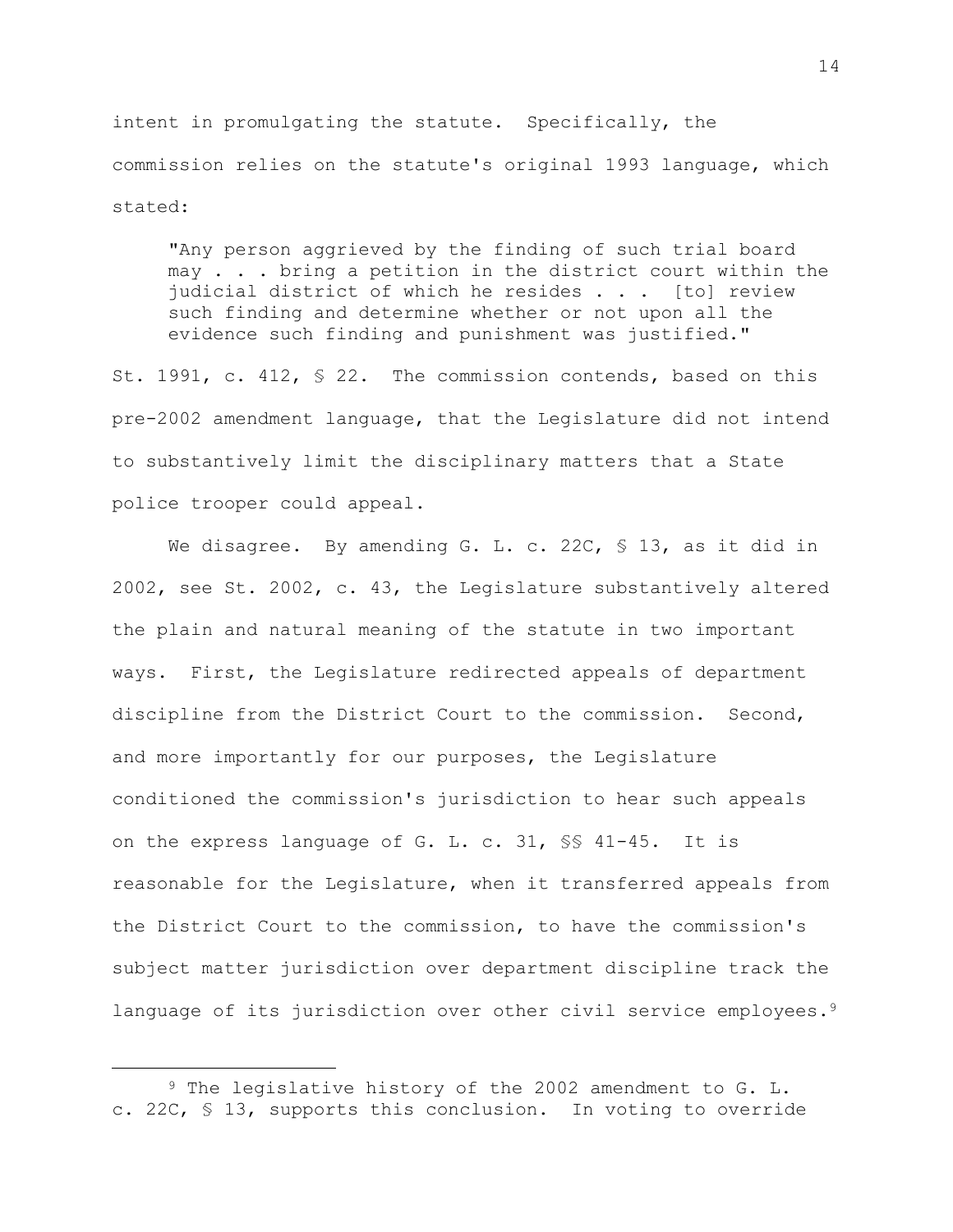intent in promulgating the statute. Specifically, the commission relies on the statute's original 1993 language, which stated:

> "Any person aggrieved by the finding of such trial board may . . . bring a petition in the district court within the judicial district of which he resides . . . [to] review such finding and determine whether or not upon all the evidence such finding and punishment was justified."

St. 1991, c. 412, § 22. The commission contends, based on this pre-2002 amendment language, that the Legislature did not intend to substantively limit the disciplinary matters that a State police trooper could appeal.

We disagree. By amending G. L. c. 22C, § 13, as it did in 2002, see St. 2002, c. 43, the Legislature substantively altered the plain and natural meaning of the statute in two important ways. First, the Legislature redirected appeals of department discipline from the District Court to the commission. Second, and more importantly for our purposes, the Legislature conditioned the commission's jurisdiction to hear such appeals on the express language of G. L. c. 31, §§ 41-45. It is reasonable for the Legislature, when it transferred appeals from the District Court to the commission, to have the commission's subject matter jurisdiction over department discipline track the language of its jurisdiction over other civil service employees.[9]

---

[9] The legislative history of the 2002 amendment to G. L. c. 22C, § 13, supports this conclusion. In voting to override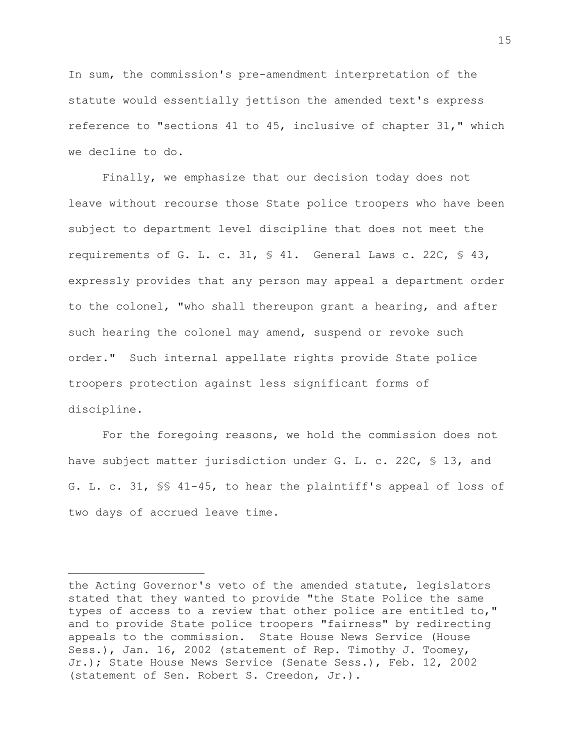In sum, the commission's pre-amendment interpretation of the statute would essentially jettison the amended text's express reference to "sections 41 to 45, inclusive of chapter 31," which we decline to do.

Finally, we emphasize that our decision today does not leave without recourse those State police troopers who have been subject to department level discipline that does not meet the requirements of G. L. c. 31, § 41. General Laws c. 22C, § 43, expressly provides that any person may appeal a department order to the colonel, "who shall thereupon grant a hearing, and after such hearing the colonel may amend, suspend or revoke such order." Such internal appellate rights provide State police troopers protection against less significant forms of discipline.

For the foregoing reasons, we hold the commission does not have subject matter jurisdiction under G. L. c. 22C, § 13, and G. L. c. 31, §§ 41-45, to hear the plaintiff's appeal of loss of two days of accrued leave time.

---

the Acting Governor's veto of the amended statute, legislators stated that they wanted to provide "the State Police the same types of access to a review that other police are entitled to," and to provide State police troopers "fairness" by redirecting appeals to the commission. State House News Service (House Sess.), Jan. 16, 2002 (statement of Rep. Timothy J. Toomey, Jr.); State House News Service (Senate Sess.), Feb. 12, 2002 (statement of Sen. Robert S. Creedon, Jr.).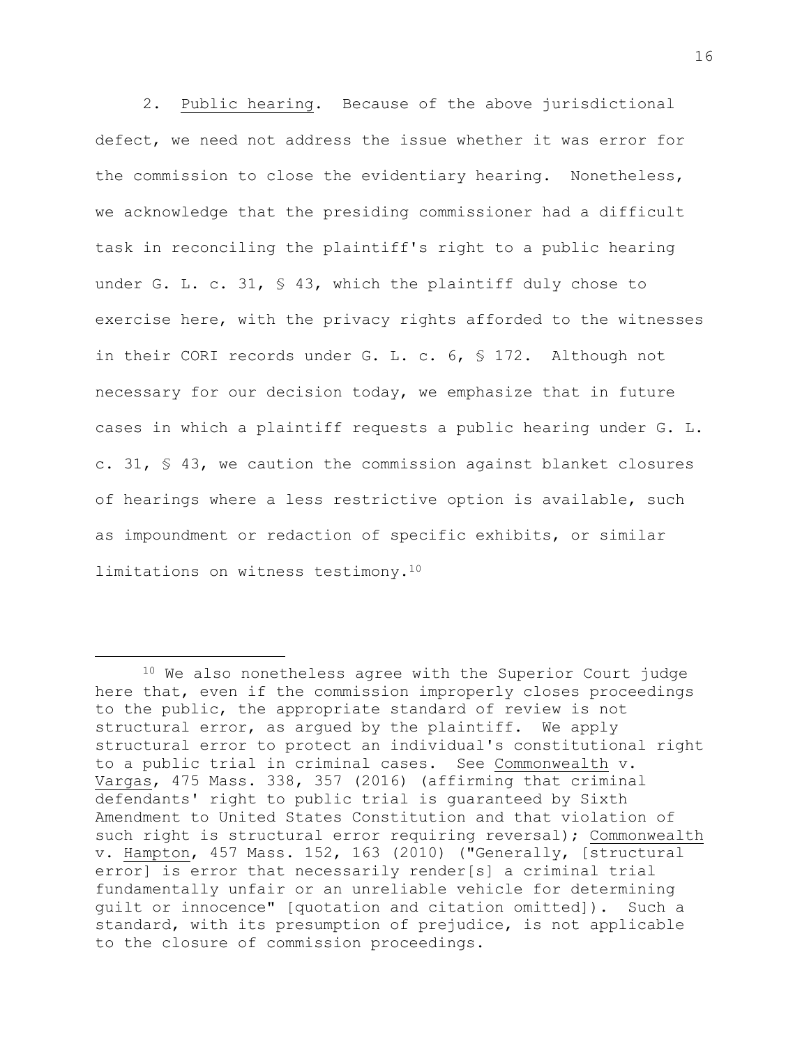2. Public hearing. Because of the above jurisdictional defect, we need not address the issue whether it was error for the commission to close the evidentiary hearing. Nonetheless, we acknowledge that the presiding commissioner had a difficult task in reconciling the plaintiff's right to a public hearing under G. L. c. 31, § 43, which the plaintiff duly chose to exercise here, with the privacy rights afforded to the witnesses in their CORI records under G. L. c. 6, § 172. Although not necessary for our decision today, we emphasize that in future cases in which a plaintiff requests a public hearing under G. L. c. 31, § 43, we caution the commission against blanket closures of hearings where a less restrictive option is available, such as impoundment or redaction of specific exhibits, or similar limitations on witness testimony.[10]

---

[10] We also nonetheless agree with the Superior Court judge here that, even if the commission improperly closes proceedings to the public, the appropriate standard of review is not structural error, as argued by the plaintiff. We apply structural error to protect an individual's constitutional right to a public trial in criminal cases. See Commonwealth v. Vargas, 475 Mass. 338, 357 (2016) (affirming that criminal defendants' right to public trial is guaranteed by Sixth Amendment to United States Constitution and that violation of such right is structural error requiring reversal); Commonwealth v. Hampton, 457 Mass. 152, 163 (2010) ("Generally, [structural error] is error that necessarily render[s] a criminal trial fundamentally unfair or an unreliable vehicle for determining guilt or innocence" [quotation and citation omitted]). Such a standard, with its presumption of prejudice, is not applicable to the closure of commission proceedings.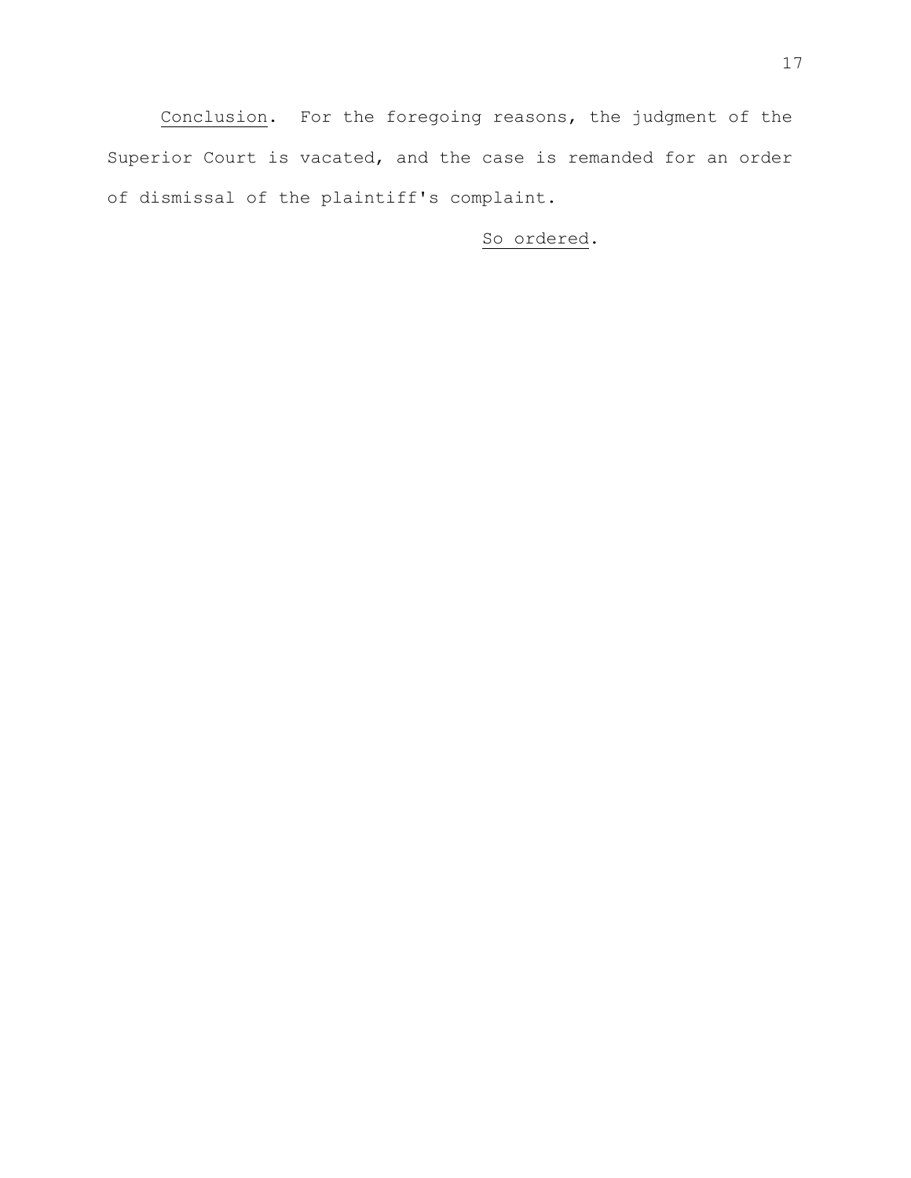*Conclusion*. For the foregoing reasons, the judgment of the Superior Court is vacated, and the case is remanded for an order of dismissal of the plaintiff's complaint.

*So ordered*.